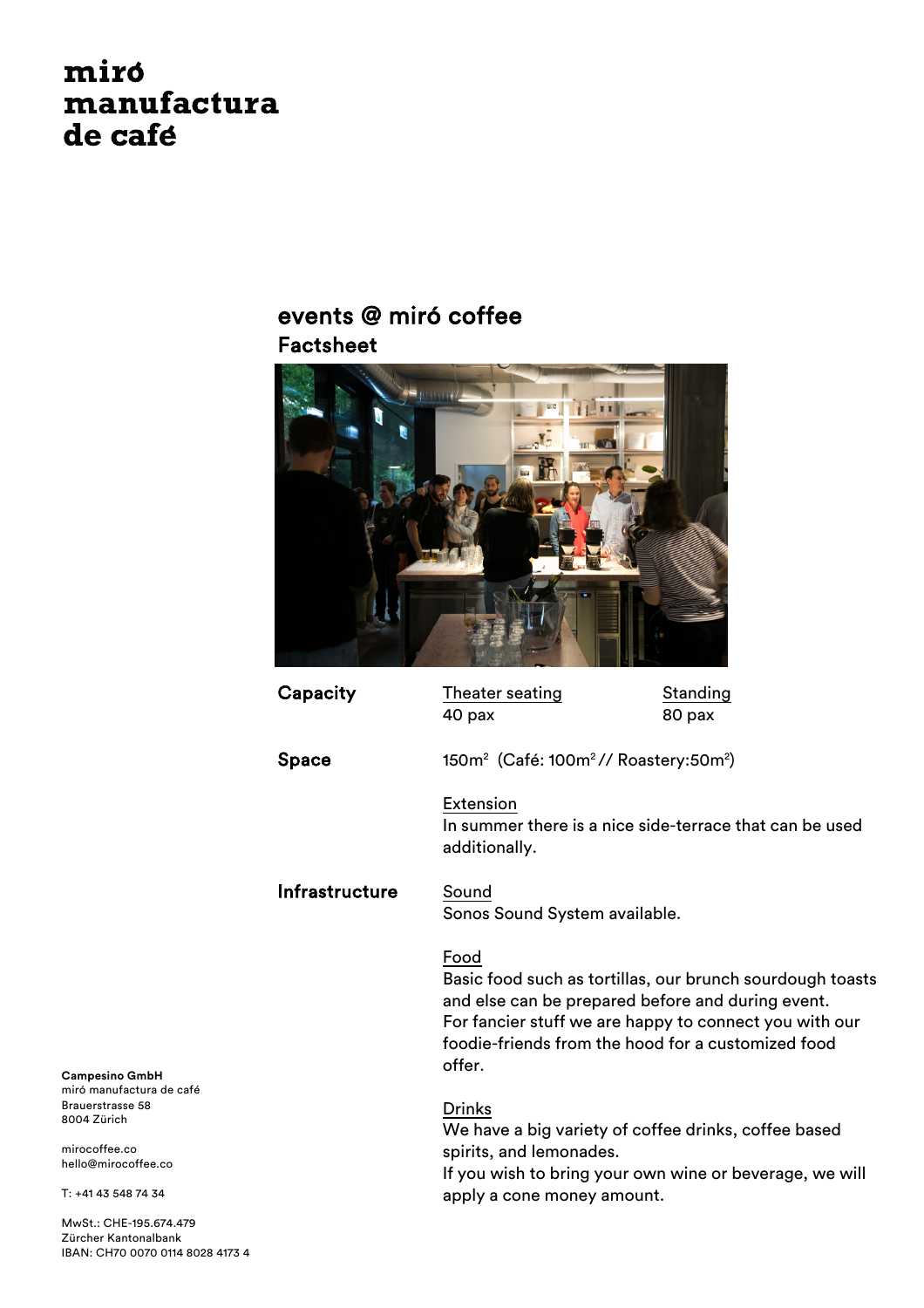# miró manufactura de café

## events @ miró coffee

### Factsheet

**Capacity**

| Theater seating | Standing |
| --- | --- |
| 40 pax | 80 pax |

**Space**

150m$^2$ (Café: 100m$^2$ // Roastery:50m$^2$)

Extension
In summer there is a nice side-terrace that can be used additionally.

**Infrastructure**

Sound
Sonos Sound System available.

Food
Basic food such as tortillas, our brunch sourdough toasts and else can be prepared before and during event.
For fancier stuff we are happy to connect you with our foodie-friends from the hood for a customized food offer.

Drinks
We have a big variety of coffee drinks, coffee based spirits, and lemonades.
If you wish to bring your own wine or beverage, we will apply a cone money amount.

**Campesino GmbH**
miró manufactura de café
Brauerstrasse 58
8004 Zürich

mirocoffee.co
hello@mirocoffee.co

T: +41 43 548 74 34

MwSt.: CHE-195.674.479
Zürcher Kantonalbank
IBAN: CH70 0070 0114 8028 4173 4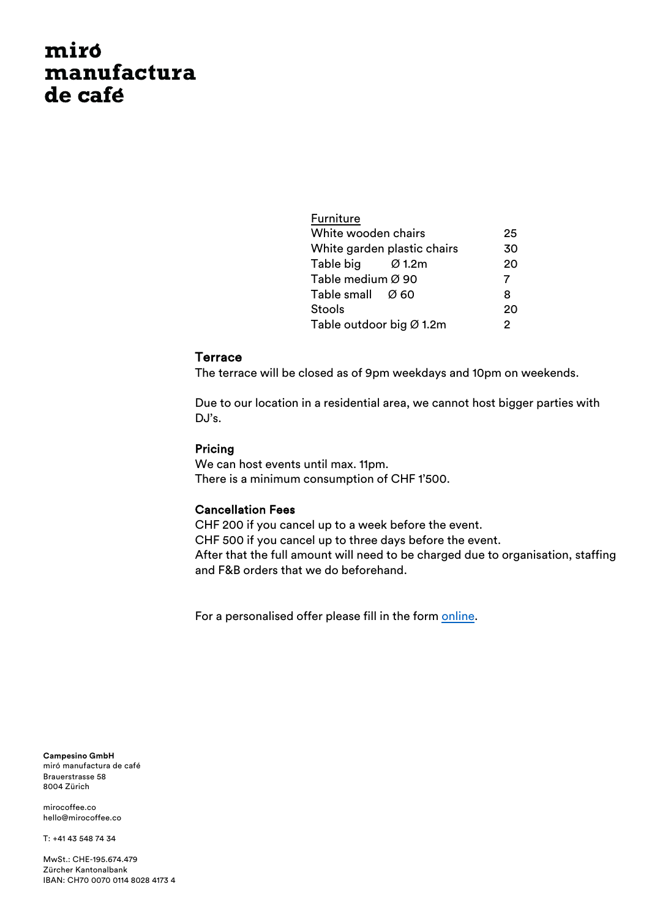# miró manufactura de café

| Furniture | |
|---|---|
| White wooden chairs | 25 |
| White garden plastic chairs | 30 |
| Table big Ø 1.2m | 20 |
| Table medium Ø 90 | 7 |
| Table small Ø 60 | 8 |
| Stools | 20 |
| Table outdoor big Ø 1.2m | 2 |

### Terrace

The terrace will be closed as of 9pm weekdays and 10pm on weekends.

Due to our location in a residential area, we cannot host bigger parties with DJ's.

### Pricing

We can host events until max. 11pm.
There is a minimum consumption of CHF 1'500.

### Cancellation Fees

CHF 200 if you cancel up to a week before the event.
CHF 500 if you cancel up to three days before the event.
After that the full amount will need to be charged due to organisation, staffing and F&B orders that we do beforehand.

For a personalised offer please fill in the form online.

**Campesino GmbH**
miró manufactura de café
Brauerstrasse 58
8004 Zürich

mirocoffee.co
hello@mirocoffee.co

T: +41 43 548 74 34

MwSt.: CHE-195.674.479
Zürcher Kantonalbank
IBAN: CH70 0070 0114 8028 4173 4